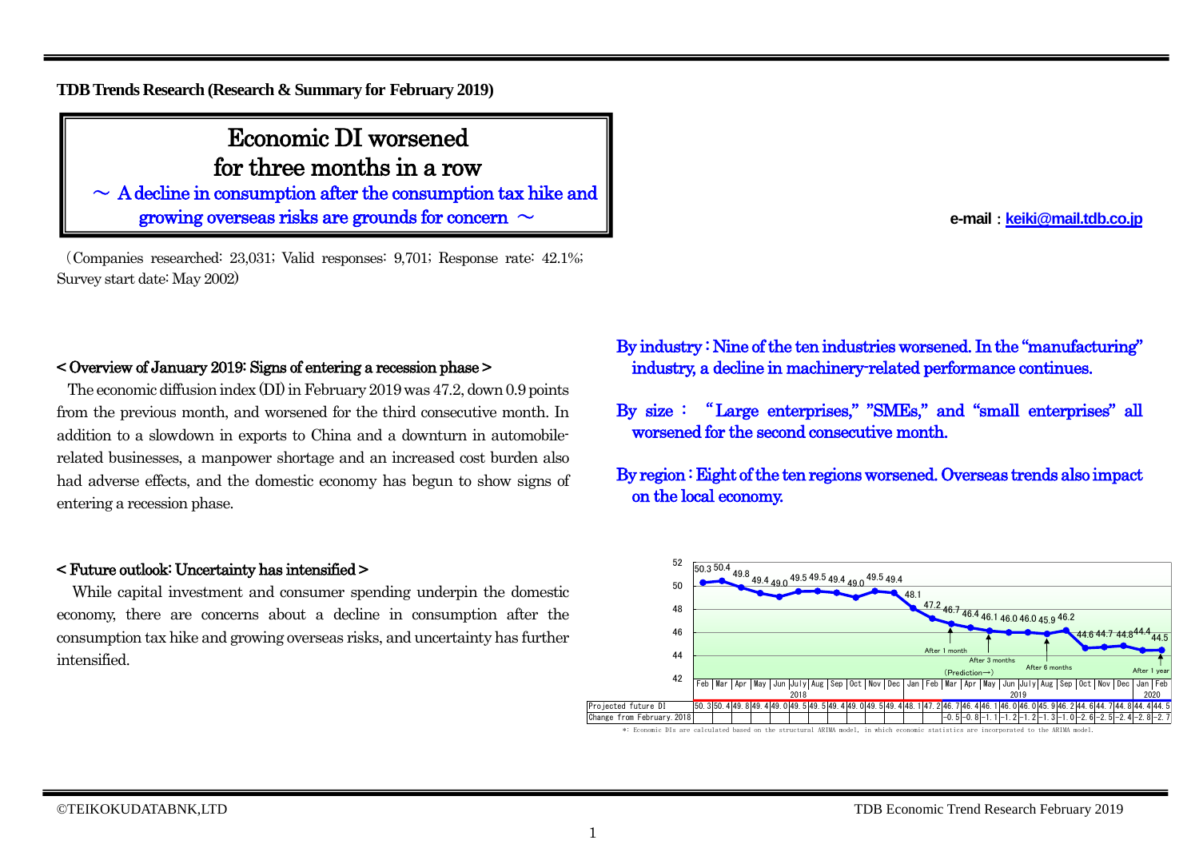**TDB Trends Research (Research & Summary for February 2019)**

# Economic DI worsened for three months in a row

## ～ A decline in consumption after the consumption tax hike and growing overseas risks are grounds for concern ～

e-mail：keiki@mail.tdb.co.jp

（Companies researched: 23,031; Valid responses: 9,701; Response rate: 42.1%; Survey start date: May 2002）

### < Overview of January 2019: Signs of entering a recession phase >

The economic diffusion index (DI) in February 2019 was 47.2, down 0.9 points from the previous month, and worsened for the third consecutive month. In addition to a slowdown in exports to China and a downturn in automobile-related businesses, a manpower shortage and an increased cost burden also had adverse effects, and the domestic economy has begun to show signs of entering a recession phase.

### < Future outlook: Uncertainty has intensified >

While capital investment and consumer spending underpin the domestic economy, there are concerns about a decline in consumption after the consumption tax hike and growing overseas risks, and uncertainty has further intensified.

**By industry : Nine of the ten industries worsened. In the "manufacturing" industry, a decline in machinery-related performance continues.**

**By size : "Large enterprises," "SMEs," and "small enterprises" all worsened for the second consecutive month.**

**By region : Eight of the ten regions worsened. Overseas trends also impact on the local economy.**

| | Feb 2018 | Mar | Apr | May | Jun | July | Aug | Sep | Oct | Nov | Dec | Jan 2019 | Feb | Mar | Apr | May | Jun | July | Aug | Sep | Oct | Nov | Dec | Jan 2020 | Feb |
|---|---|---|---|---|---|---|---|---|---|---|---|---|---|---|---|---|---|---|---|---|---|---|---|---|---|
| Projected future DI | 50.3 | 50.4 | 49.8 | 49.4 | 49.0 | 49.5 | 49.5 | 49.4 | 49.0 | 49.5 | 49.4 | 48.1 | 47.2 | 46.7 | 46.4 | 46.1 | 46.0 | 46.0 | 45.9 | 46.2 | 44.6 | 44.7 | 44.8 | 44.4 | 44.5 |
| Change from February 2018 | | | | | | | | | | | | | | −0.5 | −0.8 | −1.1 | −1.2 | −1.2 | −1.3 | −1.0 | −2.6 | −2.5 | −2.4 | −2.8 | −2.7 |

(Chart annotations: After 1 month; After 3 months; After 6 months; After 1 year; (Prediction→))

*: Economic DIs are calculated based on the structural ARIMA model, in which economic statistics are incorporated to the ARIMA model.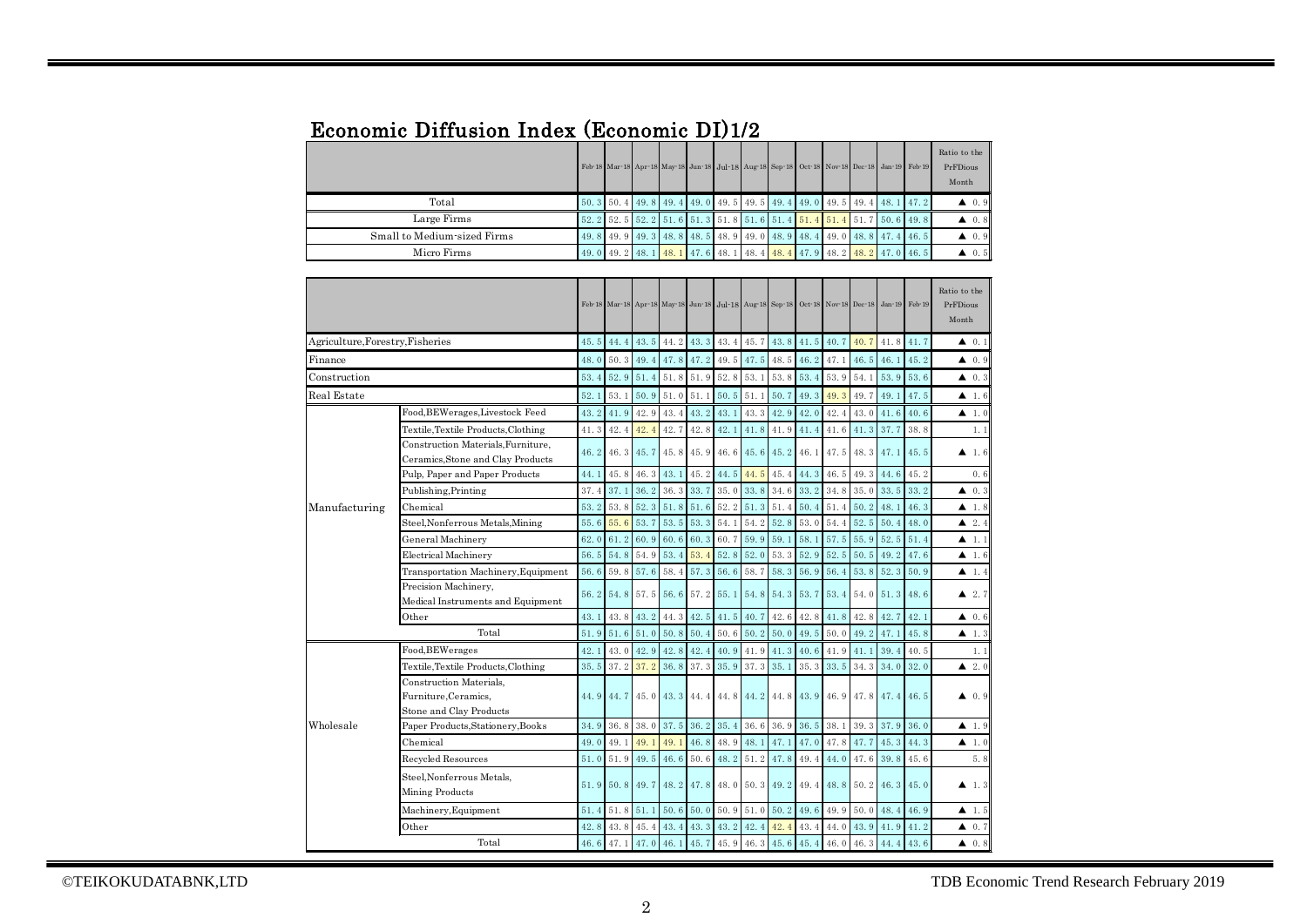# Economic Diffusion Index (Economic DI)1/2

| | Feb-18 | Mar-18 | Apr-18 | May-18 | Jun-18 | Jul-18 | Aug-18 | Sep-18 | Oct-18 | Nov-18 | Dec-18 | Jan-19 | Feb-19 | Ratio to the PrFDious Month |
|---|---|---|---|---|---|---|---|---|---|---|---|---|---|---|
| Total | 50.3 | 50.4 | 49.8 | 49.4 | 49.0 | 49.5 | 49.5 | 49.4 | 49.0 | 49.5 | 49.4 | 48.1 | 47.2 | ▲ 0.9 |
| Large Firms | 52.2 | 52.5 | 52.2 | 51.6 | 51.3 | 51.8 | 51.6 | 51.4 | 51.4 | 51.4 | 51.7 | 50.6 | 49.8 | ▲ 0.8 |
| Small to Medium-sized Firms | 49.8 | 49.9 | 49.3 | 48.8 | 48.5 | 48.9 | 49.0 | 48.9 | 48.4 | 49.0 | 48.8 | 47.4 | 46.5 | ▲ 0.9 |
| Micro Firms | 49.0 | 49.2 | 48.1 | 48.1 | 47.6 | 48.1 | 48.4 | 48.4 | 47.9 | 48.2 | 48.2 | 47.0 | 46.5 | ▲ 0.5 |

| | | Feb-18 | Mar-18 | Apr-18 | May-18 | Jun-18 | Jul-18 | Aug-18 | Sep-18 | Oct-18 | Nov-18 | Dec-18 | Jan-19 | Feb-19 | Ratio to the PrFDious Month |
|---|---|---|---|---|---|---|---|---|---|---|---|---|---|---|---|
| Agriculture,Forestry,Fisheries | | 45.5 | 44.4 | 43.5 | 44.2 | 43.3 | 43.4 | 45.7 | 43.8 | 41.5 | 40.7 | 40.7 | 41.8 | 41.7 | ▲ 0.1 |
| Finance | | 48.0 | 50.3 | 49.4 | 47.8 | 47.2 | 49.5 | 47.5 | 48.5 | 46.2 | 47.1 | 46.5 | 46.1 | 45.2 | ▲ 0.9 |
| Construction | | 53.4 | 52.9 | 51.4 | 51.8 | 51.9 | 52.8 | 53.1 | 53.8 | 53.4 | 53.9 | 54.1 | 53.9 | 53.6 | ▲ 0.3 |
| Real Estate | | 52.1 | 53.1 | 50.9 | 51.0 | 51.1 | 50.5 | 51.1 | 50.7 | 49.3 | 49.3 | 49.7 | 49.1 | 47.5 | ▲ 1.6 |
| Manufacturing | Food,BEWerages,Livestock Feed | 43.2 | 41.9 | 42.9 | 43.4 | 43.2 | 43.1 | 43.3 | 42.9 | 42.0 | 42.4 | 43.0 | 41.6 | 40.6 | ▲ 1.0 |
| | Textile,Textile Products,Clothing | 41.3 | 42.4 | 42.4 | 42.7 | 42.8 | 42.1 | 41.8 | 41.9 | 41.4 | 41.6 | 41.3 | 37.7 | 38.8 | 1.1 |
| | Construction Materials,Furniture, Ceramics,Stone and Clay Products | 46.2 | 46.3 | 45.7 | 45.8 | 45.9 | 46.6 | 45.6 | 45.2 | 46.1 | 47.5 | 48.3 | 47.1 | 45.5 | ▲ 1.6 |
| | Pulp, Paper and Paper Products | 44.1 | 45.8 | 46.3 | 43.1 | 45.2 | 44.5 | 44.5 | 45.4 | 44.3 | 46.5 | 49.3 | 44.6 | 45.2 | 0.6 |
| | Publishing,Printing | 37.4 | 37.1 | 36.2 | 36.3 | 33.7 | 35.0 | 33.8 | 34.6 | 33.2 | 34.8 | 35.0 | 33.5 | 33.2 | ▲ 0.3 |
| | Chemical | 53.2 | 53.8 | 52.3 | 51.8 | 51.6 | 52.2 | 51.3 | 51.4 | 50.4 | 51.4 | 50.2 | 48.1 | 46.3 | ▲ 1.8 |
| | Steel,Nonferrous Metals,Mining | 55.6 | 55.6 | 53.7 | 53.5 | 53.3 | 54.1 | 54.2 | 52.8 | 53.0 | 54.4 | 52.5 | 50.4 | 48.0 | ▲ 2.4 |
| | General Machinery | 62.0 | 61.2 | 60.9 | 60.6 | 60.3 | 60.7 | 59.9 | 59.1 | 58.1 | 57.5 | 55.9 | 52.5 | 51.4 | ▲ 1.1 |
| | Electrical Machinery | 56.5 | 54.8 | 54.9 | 53.4 | 53.4 | 52.8 | 52.0 | 53.3 | 52.9 | 52.5 | 50.5 | 49.2 | 47.6 | ▲ 1.6 |
| | Transportation Machinery,Equipment | 56.6 | 59.8 | 57.6 | 58.4 | 57.3 | 56.6 | 58.7 | 58.3 | 56.9 | 56.4 | 53.8 | 52.3 | 50.9 | ▲ 1.4 |
| | Precision Machinery, Medical Instruments and Equipment | 56.2 | 54.8 | 57.5 | 56.6 | 57.2 | 55.1 | 54.8 | 54.3 | 53.7 | 53.4 | 54.0 | 51.3 | 48.6 | ▲ 2.7 |
| | Other | 43.1 | 43.8 | 43.2 | 44.3 | 42.5 | 41.5 | 40.7 | 42.6 | 42.8 | 41.8 | 42.8 | 42.7 | 42.1 | ▲ 0.6 |
| | Total | 51.9 | 51.6 | 51.0 | 50.8 | 50.4 | 50.6 | 50.2 | 50.0 | 49.5 | 50.0 | 49.2 | 47.1 | 45.8 | ▲ 1.3 |
| Wholesale | Food,BEWerages | 42.1 | 43.0 | 42.9 | 42.8 | 42.4 | 40.9 | 41.9 | 41.3 | 40.6 | 41.9 | 41.1 | 39.4 | 40.5 | 1.1 |
| | Textile,Textile Products,Clothing | 35.5 | 37.2 | 37.2 | 36.8 | 37.3 | 35.9 | 37.3 | 35.1 | 35.3 | 33.5 | 34.3 | 34.0 | 32.0 | ▲ 2.0 |
| | Construction Materials, Furniture,Ceramics, Stone and Clay Products | 44.9 | 44.7 | 45.0 | 43.3 | 44.4 | 44.8 | 44.2 | 44.8 | 43.9 | 46.9 | 47.8 | 47.4 | 46.5 | ▲ 0.9 |
| | Paper Products,Stationery,Books | 34.9 | 36.8 | 38.0 | 37.5 | 36.2 | 35.4 | 36.6 | 36.9 | 36.5 | 38.1 | 39.3 | 37.9 | 36.0 | ▲ 1.9 |
| | Chemical | 49.0 | 49.1 | 49.1 | 49.1 | 46.8 | 48.9 | 48.1 | 47.1 | 47.0 | 47.8 | 47.7 | 45.3 | 44.3 | ▲ 1.0 |
| | Recycled Resources | 51.0 | 51.9 | 49.5 | 46.6 | 50.6 | 48.2 | 51.2 | 47.8 | 49.4 | 44.0 | 47.6 | 39.8 | 45.6 | 5.8 |
| | Steel,Nonferrous Metals, Mining Products | 51.9 | 50.8 | 49.7 | 48.2 | 47.8 | 48.0 | 50.3 | 49.2 | 49.4 | 48.8 | 50.2 | 46.3 | 45.0 | ▲ 1.3 |
| | Machinery,Equipment | 51.4 | 51.8 | 51.1 | 50.6 | 50.0 | 50.9 | 51.0 | 50.2 | 49.6 | 49.9 | 50.0 | 48.4 | 46.9 | ▲ 1.5 |
| | Other | 42.8 | 43.8 | 45.4 | 43.4 | 43.3 | 43.2 | 42.4 | 42.4 | 43.4 | 44.0 | 43.9 | 41.9 | 41.2 | ▲ 0.7 |
| | Total | 46.6 | 47.1 | 47.0 | 46.1 | 45.7 | 45.9 | 46.3 | 45.6 | 45.4 | 46.0 | 46.3 | 44.4 | 43.6 | ▲ 0.8 |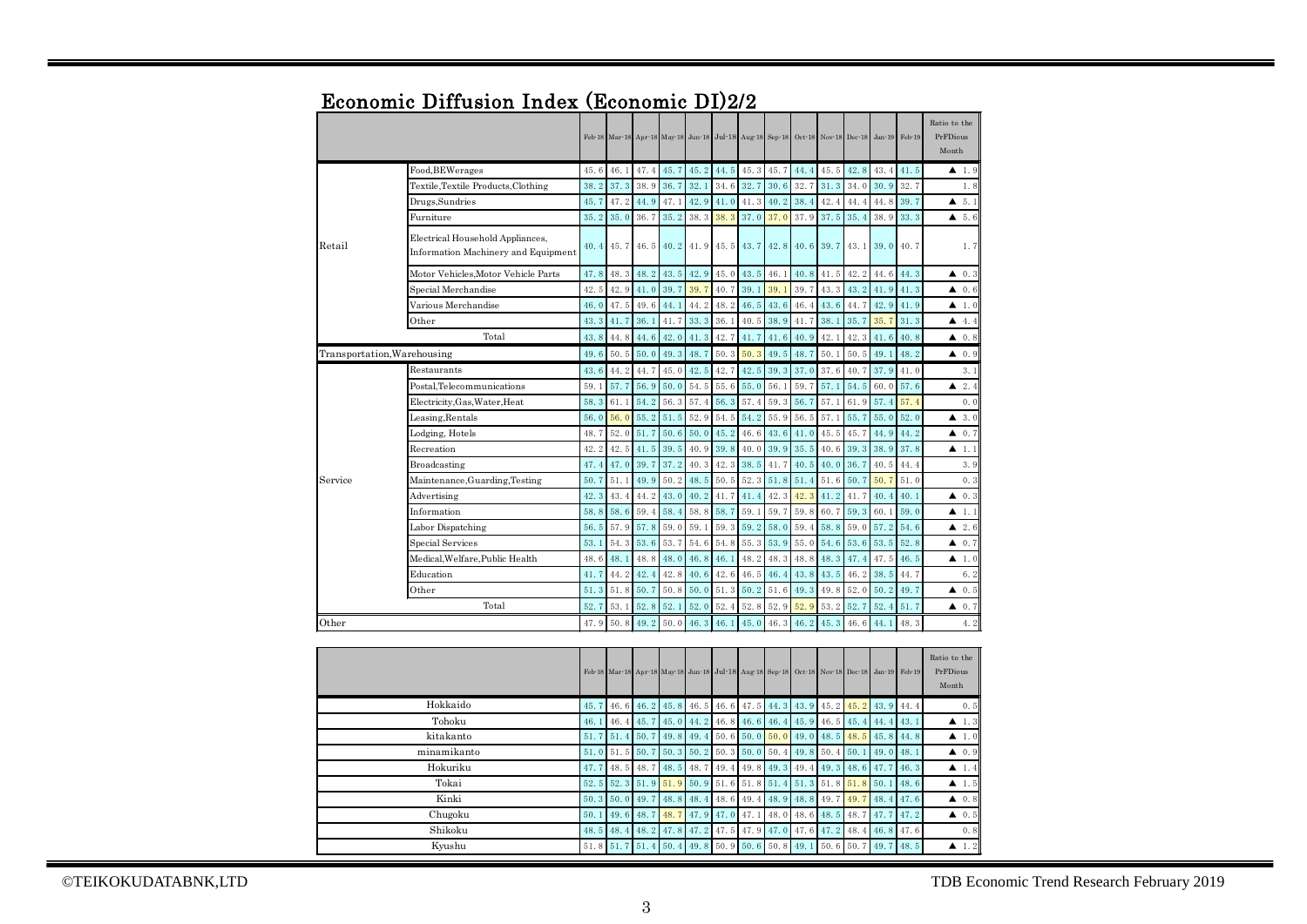# Economic Diffusion Index (Economic DI)2/2

| | | Feb-18 | Mar-18 | Apr-18 | May-18 | Jun-18 | Jul-18 | Aug-18 | Sep-18 | Oct-18 | Nov-18 | Dec-18 | Jan-19 | Feb-19 | Ratio to the PrFDious Month |
|---|---|---|---|---|---|---|---|---|---|---|---|---|---|---|---|
| Retail | Food,BEWerages | 45.6 | 46.1 | 47.4 | 45.7 | 45.2 | 44.5 | 45.3 | 45.7 | 44.4 | 45.5 | 42.8 | 43.4 | 41.5 | ▲ 1.9 |
| | Textile,Textile Products,Clothing | 38.2 | 37.3 | 38.9 | 36.7 | 32.1 | 34.6 | 32.7 | 30.6 | 32.7 | 31.3 | 34.0 | 30.9 | 32.7 | 1.8 |
| | Drugs,Sundries | 45.7 | 47.2 | 44.9 | 47.1 | 42.9 | 41.0 | 41.3 | 40.2 | 38.4 | 42.4 | 44.4 | 44.8 | 39.7 | ▲ 5.1 |
| | Furniture | 35.2 | 35.0 | 36.7 | 35.2 | 38.3 | 38.3 | 37.0 | 37.0 | 37.9 | 37.5 | 35.4 | 38.9 | 33.3 | ▲ 5.6 |
| | Electrical Household Appliances, Information Machinery and Equipment | 40.4 | 45.7 | 46.5 | 40.2 | 41.9 | 45.5 | 43.7 | 42.8 | 40.6 | 39.7 | 43.1 | 39.0 | 40.7 | 1.7 |
| | Motor Vehicles,Motor Vehicle Parts | 47.8 | 48.3 | 48.2 | 43.5 | 42.9 | 45.0 | 43.5 | 46.1 | 40.8 | 41.5 | 42.2 | 44.6 | 44.3 | ▲ 0.3 |
| | Special Merchandise | 42.5 | 42.9 | 41.0 | 39.7 | 39.7 | 40.7 | 39.1 | 39.1 | 39.7 | 43.3 | 43.2 | 41.9 | 41.3 | ▲ 0.6 |
| | Various Merchandise | 46.0 | 47.5 | 49.6 | 44.1 | 44.2 | 48.2 | 46.5 | 43.6 | 46.4 | 43.6 | 44.7 | 42.9 | 41.9 | ▲ 1.0 |
| | Other | 43.3 | 41.7 | 36.1 | 41.7 | 33.3 | 36.1 | 40.5 | 38.9 | 41.7 | 38.1 | 35.7 | 35.7 | 31.3 | ▲ 4.4 |
| | Total | 43.8 | 44.8 | 44.6 | 42.0 | 41.3 | 42.7 | 41.7 | 41.6 | 40.9 | 42.1 | 42.3 | 41.6 | 40.8 | ▲ 0.8 |
| Transportation,Warehousing | | 49.6 | 50.5 | 50.0 | 49.3 | 48.7 | 50.3 | 50.3 | 49.5 | 48.7 | 50.1 | 50.5 | 49.1 | 48.2 | ▲ 0.9 |
| Service | Restaurants | 43.6 | 44.2 | 44.7 | 45.0 | 42.5 | 42.7 | 42.5 | 39.3 | 37.0 | 37.6 | 40.7 | 37.9 | 41.0 | 3.1 |
| | Postal,Telecommunications | 59.1 | 57.7 | 56.9 | 50.0 | 54.5 | 55.6 | 55.0 | 56.1 | 59.7 | 57.1 | 54.5 | 60.0 | 57.6 | ▲ 2.4 |
| | Electricity,Gas,Water,Heat | 58.3 | 61.1 | 54.2 | 56.3 | 57.4 | 56.3 | 57.4 | 59.3 | 56.7 | 57.1 | 61.9 | 57.4 | 57.4 | 0.0 |
| | Leasing,Rentals | 56.0 | 56.0 | 55.2 | 51.5 | 52.9 | 54.5 | 54.2 | 55.9 | 56.5 | 57.1 | 55.7 | 55.0 | 52.0 | ▲ 3.0 |
| | Lodging, Hotels | 48.7 | 52.0 | 51.7 | 50.6 | 50.0 | 45.2 | 46.6 | 43.6 | 41.0 | 45.5 | 45.7 | 44.9 | 44.2 | ▲ 0.7 |
| | Recreation | 42.2 | 42.5 | 41.5 | 39.5 | 40.9 | 39.8 | 40.0 | 39.9 | 35.5 | 40.6 | 39.3 | 38.9 | 37.8 | ▲ 1.1 |
| | Broadcasting | 47.4 | 47.0 | 39.7 | 37.2 | 40.3 | 42.3 | 38.5 | 41.7 | 40.5 | 40.0 | 36.7 | 40.5 | 44.4 | 3.9 |
| | Maintenance,Guarding,Testing | 50.7 | 51.1 | 49.9 | 50.2 | 48.5 | 50.5 | 52.3 | 51.8 | 51.4 | 51.6 | 50.7 | 50.7 | 51.0 | 0.3 |
| | Advertising | 42.3 | 43.4 | 44.2 | 43.0 | 40.2 | 41.7 | 41.4 | 42.3 | 42.3 | 41.2 | 41.7 | 40.4 | 40.1 | ▲ 0.3 |
| | Information | 58.8 | 58.6 | 59.4 | 58.4 | 58.8 | 58.7 | 59.1 | 59.7 | 59.8 | 60.7 | 59.3 | 60.1 | 59.0 | ▲ 1.1 |
| | Labor Dispatching | 56.5 | 57.9 | 57.8 | 59.0 | 59.1 | 59.3 | 59.2 | 58.0 | 59.4 | 58.8 | 59.0 | 57.2 | 54.6 | ▲ 2.6 |
| | Special Services | 53.1 | 54.3 | 53.6 | 53.7 | 54.6 | 54.8 | 55.3 | 53.9 | 55.0 | 54.6 | 53.6 | 53.5 | 52.8 | ▲ 0.7 |
| | Medical,Welfare,Public Health | 48.6 | 48.1 | 48.8 | 48.0 | 46.8 | 46.1 | 48.2 | 48.3 | 48.8 | 48.3 | 47.4 | 47.5 | 46.5 | ▲ 1.0 |
| | Education | 41.7 | 44.2 | 42.4 | 42.8 | 40.6 | 42.6 | 46.5 | 46.4 | 43.8 | 43.5 | 46.2 | 38.5 | 44.7 | 6.2 |
| | Other | 51.3 | 51.8 | 50.7 | 50.8 | 50.0 | 51.3 | 50.2 | 51.6 | 49.3 | 49.8 | 52.0 | 50.2 | 49.7 | ▲ 0.5 |
| | Total | 52.7 | 53.1 | 52.8 | 52.1 | 52.0 | 52.4 | 52.8 | 52.9 | 52.9 | 53.2 | 52.7 | 52.4 | 51.7 | ▲ 0.7 |
| Other | | 47.9 | 50.8 | 49.2 | 50.0 | 46.3 | 46.1 | 45.0 | 46.3 | 46.2 | 45.3 | 46.6 | 44.1 | 48.3 | 4.2 |

| | Feb-18 | Mar-18 | Apr-18 | May-18 | Jun-18 | Jul-18 | Aug-18 | Sep-18 | Oct-18 | Nov-18 | Dec-18 | Jan-19 | Feb-19 | Ratio to the PrFDious Month |
|---|---|---|---|---|---|---|---|---|---|---|---|---|---|---|
| Hokkaido | 45.7 | 46.6 | 46.2 | 45.8 | 46.5 | 46.6 | 47.5 | 44.3 | 43.9 | 45.2 | 45.2 | 43.9 | 44.4 | 0.5 |
| Tohoku | 46.1 | 46.4 | 45.7 | 45.0 | 44.2 | 46.8 | 46.6 | 46.4 | 45.9 | 46.5 | 45.4 | 44.4 | 43.1 | ▲ 1.3 |
| kitakanto | 51.7 | 51.4 | 50.7 | 49.8 | 49.4 | 50.6 | 50.0 | 50.0 | 49.0 | 48.5 | 48.5 | 45.8 | 44.8 | ▲ 1.0 |
| minamikanto | 51.0 | 51.5 | 50.7 | 50.3 | 50.2 | 50.3 | 50.0 | 50.4 | 49.8 | 50.4 | 50.1 | 49.0 | 48.1 | ▲ 0.9 |
| Hokuriku | 47.7 | 48.5 | 48.7 | 48.5 | 48.7 | 49.4 | 49.8 | 49.3 | 49.4 | 49.3 | 48.6 | 47.7 | 46.3 | ▲ 1.4 |
| Tokai | 52.5 | 52.3 | 51.9 | 51.9 | 50.9 | 51.6 | 51.8 | 51.4 | 51.3 | 51.8 | 51.8 | 50.1 | 48.6 | ▲ 1.5 |
| Kinki | 50.3 | 50.0 | 49.7 | 48.8 | 48.4 | 48.6 | 49.4 | 48.9 | 48.8 | 49.7 | 49.7 | 48.4 | 47.6 | ▲ 0.8 |
| Chugoku | 50.1 | 49.6 | 48.7 | 48.7 | 47.9 | 47.0 | 47.1 | 48.0 | 48.6 | 48.5 | 48.7 | 47.7 | 47.2 | ▲ 0.5 |
| Shikoku | 48.5 | 48.4 | 48.2 | 47.8 | 47.2 | 47.5 | 47.9 | 47.0 | 47.6 | 47.2 | 48.4 | 46.8 | 47.6 | 0.8 |
| Kyushu | 51.8 | 51.7 | 51.4 | 50.4 | 49.8 | 50.9 | 50.6 | 50.8 | 49.1 | 50.6 | 50.7 | 49.7 | 48.5 | ▲ 1.2 |

©TEIKOKUDATABNK,LTD

TDB Economic Trend Research February 2019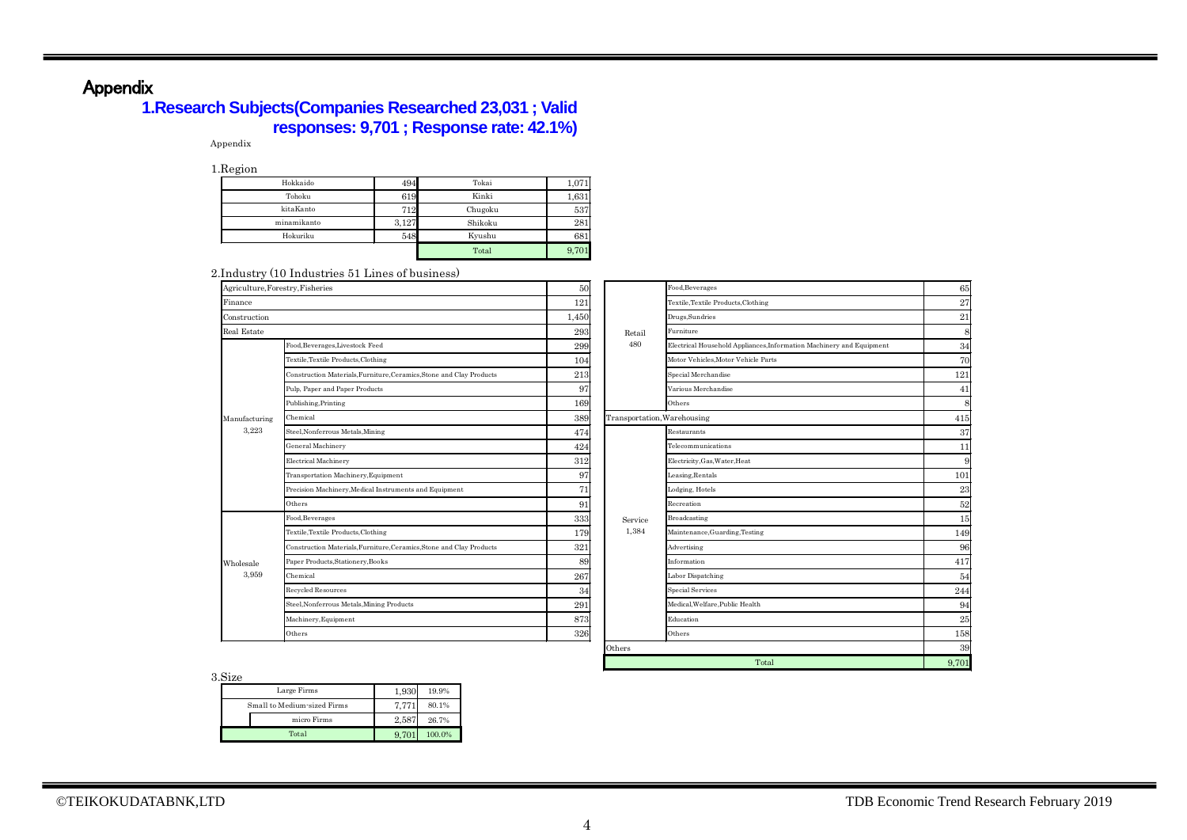# Appendix

## 1.Research Subjects(Companies Researched 23,031 ; Valid responses: 9,701 ; Response rate: 42.1%)

Appendix

1.Region

| Region | Count | Region | Count |
|---|---|---|---|
| Hokkaido | 494 | Tokai | 1,071 |
| Tohoku | 619 | Kinki | 1,631 |
| kitaKanto | 712 | Chugoku | 537 |
| minamikanto | 3,127 | Shikoku | 281 |
| Hokuriku | 548 | Kyushu | 681 |
| | | Total | 9,701 |

2.Industry (10 Industries 51 Lines of business)

| Industry | Line of business | Count |
|---|---|---|
| Agriculture,Forestry,Fisheries | | 50 |
| Finance | | 121 |
| Construction | | 1,450 |
| Real Estate | | 293 |
| Manufacturing 3,223 | Food,Beverages,Livestock Feed | 299 |
| | Textile,Textile Products,Clothing | 104 |
| | Construction Materials,Furniture,Ceramics,Stone and Clay Products | 213 |
| | Pulp, Paper and Paper Products | 97 |
| | Publishing,Printing | 169 |
| | Chemical | 389 |
| | Steel,Nonferrous Metals,Mining | 474 |
| | General Machinery | 424 |
| | Electrical Machinery | 312 |
| | Transportation Machinery,Equipment | 97 |
| | Precision Machinery,Medical Instruments and Equipment | 71 |
| | Others | 91 |
| Wholesale 3,959 | Food,Beverages | 333 |
| | Textile,Textile Products,Clothing | 179 |
| | Construction Materials,Furniture,Ceramics,Stone and Clay Products | 321 |
| | Paper Products,Stationery,Books | 89 |
| | Chemical | 267 |
| | Recycled Resources | 34 |
| | Steel,Nonferrous Metals,Mining Products | 291 |
| | Machinery,Equipment | 873 |
| | Others | 326 |
| Retail 480 | Food,Beverages | 65 |
| | Textile,Textile Products,Clothing | 27 |
| | Drugs,Sundries | 21 |
| | Furniture | 8 |
| | Electrical Household Appliances,Information Machinery and Equipment | 34 |
| | Motor Vehicles,Motor Vehicle Parts | 70 |
| | Special Merchandise | 121 |
| | Various Merchandise | 41 |
| | Others | 8 |
| Transportation,Warehousing | | 415 |
| Service 1,384 | Restaurants | 37 |
| | Telecommunications | 11 |
| | Electricity,Gas,Water,Heat | 9 |
| | Leasing,Rentals | 101 |
| | Lodging, Hotels | 23 |
| | Recreation | 52 |
| | Broadcasting | 15 |
| | Maintenance,Guarding,Testing | 149 |
| | Advertising | 96 |
| | Information | 417 |
| | Labor Dispatching | 54 |
| | Special Services | 244 |
| | Medical,Welfare,Public Health | 94 |
| | Education | 25 |
| | Others | 158 |
| Others | | 39 |
| Total | | 9,701 |

3.Size

| Size | Count | Share |
|---|---|---|
| Large Firms | 1,930 | 19.9% |
| Small to Medium-sized Firms | 7,771 | 80.1% |
| micro Firms | 2,587 | 26.7% |
| Total | 9,701 | 100.0% |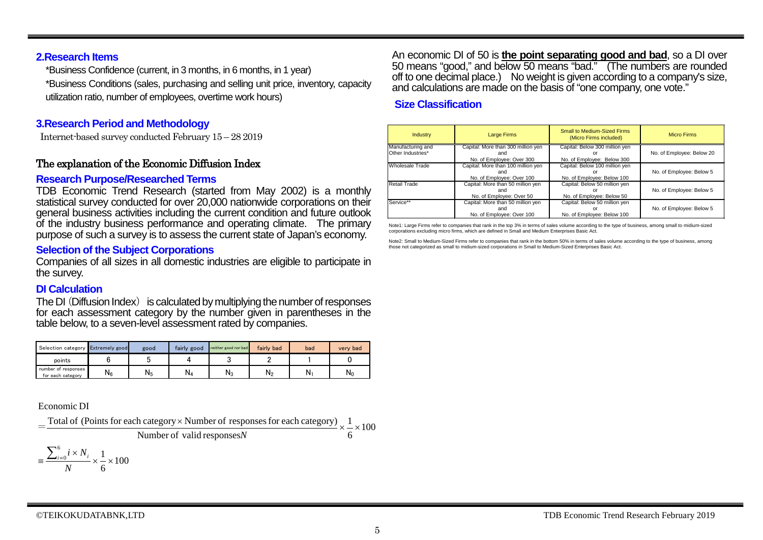## 2.Research Items

*Business Confidence (current, in 3 months, in 6 months, in 1 year)

*Business Conditions (sales, purchasing and selling unit price, inventory, capacity utilization ratio, number of employees, overtime work hours)

## 3.Research Period and Methodology

Internet-based survey conducted February 15 – 28 2019

# The explanation of the Economic Diffusion Index

## Research Purpose/Researched Terms

TDB Economic Trend Research (started from May 2002) is a monthly statistical survey conducted for over 20,000 nationwide corporations on their general business activities including the current condition and future outlook of the industry business performance and operating climate. The primary purpose of such a survey is to assess the current state of Japan's economy.

## Selection of the Subject Corporations

Companies of all sizes in all domestic industries are eligible to participate in the survey.

## DI Calculation

The DI（Diffusion Index） is calculated by multiplying the number of responses for each assessment category by the number given in parentheses in the table below, to a seven-level assessment rated by companies.

| Selection category | Extremely good | good | fairly good | neither good nor bad | fairly bad | bad | very bad |
|---|---|---|---|---|---|---|---|
| points | 6 | 5 | 4 | 3 | 2 | 1 | 0 |
| number of responses for each category | $N_6$ | $N_5$ | $N_4$ | $N_3$ | $N_2$ | $N_1$ | $N_0$ |

Economic DI

$$= \frac{\text{Total of (Points for each category} \times \text{Number of responses for each category)}}{\text{Number of valid responses}N} \times \frac{1}{6} \times 100$$

$$\equiv \frac{\sum_{i=0}^{6} i \times N_i}{N} \times \frac{1}{6} \times 100$$

An economic DI of 50 is **the point separating good and bad**, so a DI over 50 means "good," and below 50 means "bad." (The numbers are rounded off to one decimal place.) No weight is given according to a company's size, and calculations are made on the basis of "one company, one vote."

## Size Classification

| Industry | Large Firms | Small to Medium-Sized Firms (Micro Firms included) | Micro Firms |
|---|---|---|---|
| Manufacturing and Other Industries* | Capital: More than 300 million yen and No. of Employee: Over 300 | Capital: Below 300 million yen or No. of Employee: Below 300 | No. of Employee: Below 20 |
| Wholesale Trade | Capital: More than 100 million yen and No. of Employee: Over 100 | Capital: Below 100 million yen or No. of Employee: Below 100 | No. of Employee: Below 5 |
| Retail Trade | Capital: More than 50 million yen and No. of Employee: Over 50 | Capital: Below 50 million yen or No. of Employee: Below 50 | No. of Employee: Below 5 |
| Service** | Capital: More than 50 million yen and No. of Employee: Over 100 | Capital: Below 50 million yen or No. of Employee: Below 100 | No. of Employee: Below 5 |

Note1: Large Firms refer to companies that rank in the top 3% in terms of sales volume according to the type of business, among small to midium-sized corporations excluding micro firms, which are defined in Small and Medium Enterprises Basic Act.

Note2: Small to Medium-Sized Firms refer to companies that rank in the bottom 50% in terms of sales volume according to the type of business, among those not categorized as small to midium-sized corporations in Small to Medium-Sized Enterprises Basic Act.

©TEIKOKUDATABNK,LTD